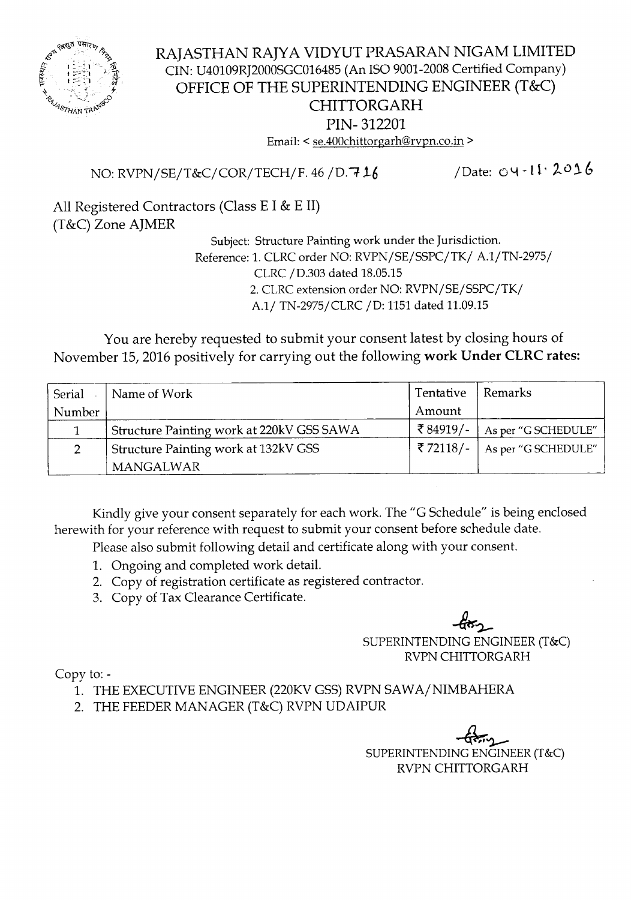# RAJASTHAN RAJYA VIDYUT PRASARAN NIGAM LIMITED

CIN: U40109RJ2000SGC016485 (An ISO 9001-2008 Certified Company)

## OFFICE OF THE SUPERINTENDING ENGINEER (T&C) CHITTORGARH

PIN- 312201

Email: < se.400chittorgarh@rvpn.co.in >

NO: RVPN/SE/T&C/COR/TECH/F. 46 /D.716 /Date: 04-11-2016

All Registered Contractors (Class E I & E II)
(T&C) Zone AJMER

Subject: Structure Painting work under the Jurisdiction.

Reference: 1. CLRC order NO: RVPN/SE/SSPC/TK/ A.1/TN-2975/ CLRC /D.303 dated 18.05.15

2. CLRC extension order NO: RVPN/SE/SSPC/TK/ A.1/ TN-2975/CLRC /D: 1151 dated 11.09.15

You are hereby requested to submit your consent latest by closing hours of November 15, 2016 positively for carrying out the following **work Under CLRC rates:**

| Serial Number | Name of Work | Tentative Amount | Remarks |
|---|---|---|---|
| 1 | Structure Painting work at 220kV GSS SAWA | ₹84919/- | As per "G SCHEDULE" |
| 2 | Structure Painting work at 132kV GSS MANGALWAR | ₹72118/- | As per "G SCHEDULE" |

Kindly give your consent separately for each work. The "G Schedule" is being enclosed herewith for your reference with request to submit your consent before schedule date.

Please also submit following detail and certificate along with your consent.

1. Ongoing and completed work detail.
2. Copy of registration certificate as registered contractor.
3. Copy of Tax Clearance Certificate.

SUPERINTENDING ENGINEER (T&C)
RVPN CHITTORGARH

Copy to: -

1. THE EXECUTIVE ENGINEER (220KV GSS) RVPN SAWA/NIMBAHERA
2. THE FEEDER MANAGER (T&C) RVPN UDAIPUR

SUPERINTENDING ENGINEER (T&C)
RVPN CHITTORGARH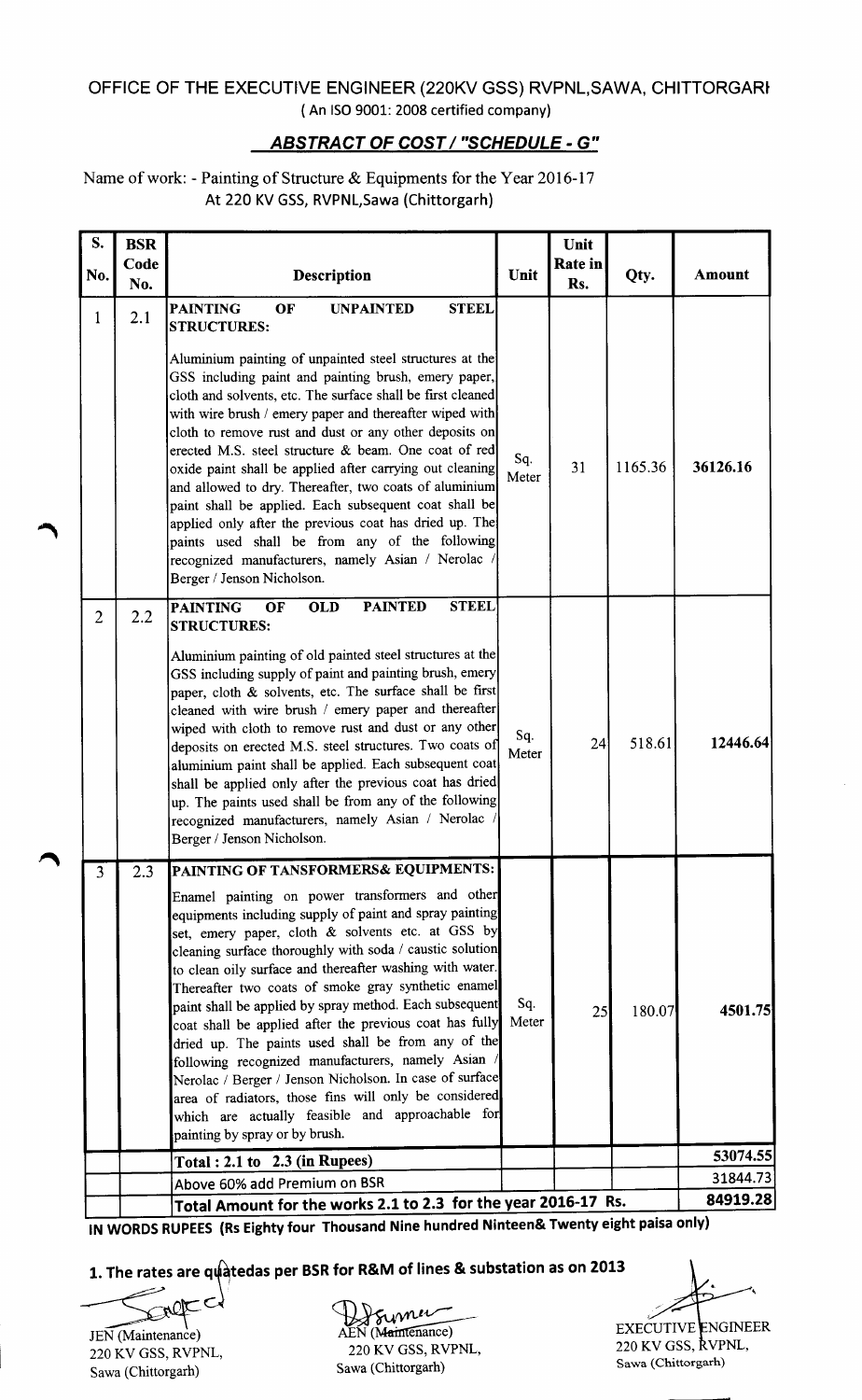## OFFICE OF THE EXECUTIVE ENGINEER (220KV GSS) RVPNL,SAWA, CHITTORGARH

( An ISO 9001: 2008 certified company)

### ***ABSTRACT OF COST / "SCHEDULE - G"***

Name of work: - Painting of Structure & Equipments for the Year 2016-17 At 220 KV GSS, RVPNL,Sawa (Chittorgarh)

| S. No. | BSR Code No. | Description | Unit | Unit Rate in Rs. | Qty. | Amount |
|---|---|---|---|---|---|---|
| 1 | 2.1 | **PAINTING OF UNPAINTED STEEL STRUCTURES:** Aluminium painting of unpainted steel structures at the GSS including paint and painting brush, emery paper, cloth and solvents, etc. The surface shall be first cleaned with wire brush / emery paper and thereafter wiped with cloth to remove rust and dust or any other deposits on erected M.S. steel structure & beam. One coat of red oxide paint shall be applied after carrying out cleaning and allowed to dry. Thereafter, two coats of aluminium paint shall be applied. Each subsequent coat shall be applied only after the previous coat has dried up. The paints used shall be from any of the following recognized manufacturers, namely Asian / Nerolac / Berger / Jenson Nicholson. | Sq. Meter | 31 | 1165.36 | **36126.16** |
| 2 | 2.2 | **PAINTING OF OLD PAINTED STEEL STRUCTURES:** Aluminium painting of old painted steel structures at the GSS including supply of paint and painting brush, emery paper, cloth & solvents, etc. The surface shall be first cleaned with wire brush / emery paper and thereafter wiped with cloth to remove rust and dust or any other deposits on erected M.S. steel structures. Two coats of aluminium paint shall be applied. Each subsequent coat shall be applied only after the previous coat has dried up. The paints used shall be from any of the following recognized manufacturers, namely Asian / Nerolac / Berger / Jenson Nicholson. | Sq. Meter | 24 | 518.61 | **12446.64** |
| 3 | 2.3 | **PAINTING OF TANSFORMERS& EQUIPMENTS:** Enamel painting on power transformers and other equipments including supply of paint and spray painting set, emery paper, cloth & solvents etc. at GSS by cleaning surface thoroughly with soda / caustic solution to clean oily surface and thereafter washing with water. Thereafter two coats of smoke gray synthetic enamel paint shall be applied by spray method. Each subsequent coat shall be applied after the previous coat has fully dried up. The paints used shall be from any of the following recognized manufacturers, namely Asian / Nerolac / Berger / Jenson Nicholson. In case of surface area of radiators, those fins will only be considered which are actually feasible and approachable for painting by spray or by brush. | Sq. Meter | 25 | 180.07 | **4501.75** |
| | | **Total : 2.1 to 2.3 (in Rupees)** | | | | **53074.55** |
| | | Above 60% add Premium on BSR | | | | 31844.73 |
| | | **Total Amount for the works 2.1 to 2.3 for the year 2016-17 Rs.** | | | | **84919.28** |

**IN WORDS RUPEES (Rs Eighty four Thousand Nine hundred Ninteen& Twenty eight paisa only)**

**1. The rates are quatedas per BSR for R&M of lines & substation as on 2013**

| JEN (Maintenance) 220 KV GSS, RVPNL, Sawa (Chittorgarh) | AEN (Maintenance) 220 KV GSS, RVPNL, Sawa (Chittorgarh) | EXECUTIVE ENGINEER 220 KV GSS, RVPNL, Sawa (Chittorgarh) |
|---|---|---|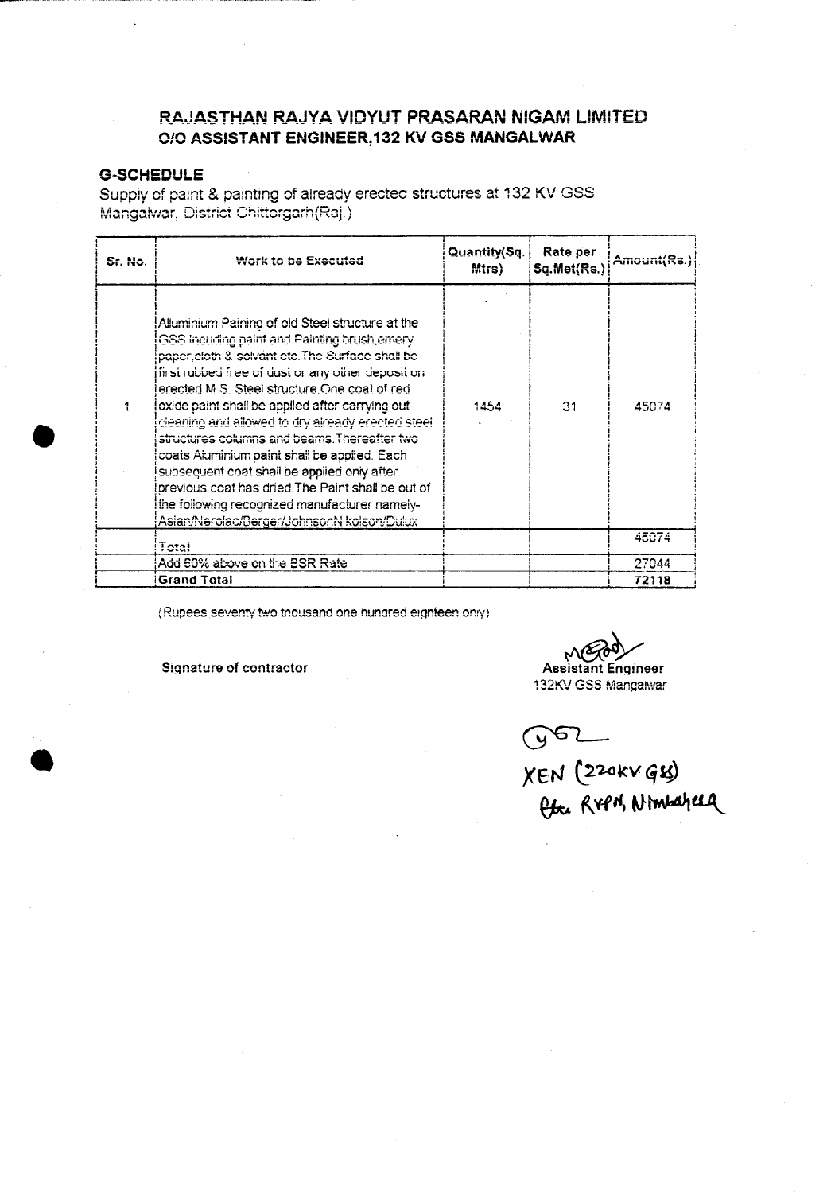## RAJASTHAN RAJYA VIDYUT PRASARAN NIGAM LIMITED
## O/O ASSISTANT ENGINEER,132 KV GSS MANGALWAR

**G-SCHEDULE**

Supply of paint & painting of already erected structures at 132 KV GSS Mangalwar, District Chittorgarh(Raj.)

| Sr. No. | Work to be Executed | Quantity(Sq. Mtrs) | Rate per Sq.Met(Rs.) | Amount(Rs.) |
|---|---|---|---|---|
| 1 | Alluminium Paining of old Steel structure at the GSS including paint and Painting brush,emery paper,cloth & solvant etc.The Surface shall be first rubbed free of dust or any other deposit on erected M.S. Steel structure.One coat of red oxide paint shall be applied after carrying out cleaning and allowed to dry already erected steel structures columns and beams.Thereafter two coats Aluminium paint shall be applied. Each subsequent coat shall be applied only after previous coat has dried.The Paint shall be out of the following recognized manufacturer namely-Asian/Nerolac/Berger/JohnsonNikolson/Dulux | 1454 | 31 | 45074 |
| | Total | | | 45074 |
| | Add 60% above on the BSR Rate | | | 27044 |
| | **Grand Total** | | | **72118** |

(Rupees seventy two thousand one hundred eighteen only)

**Signature of contractor**

**Assistant Engineer**
132KV GSS Mangalwar

XEN (220KV GSS)
RVPN, Nimbahera